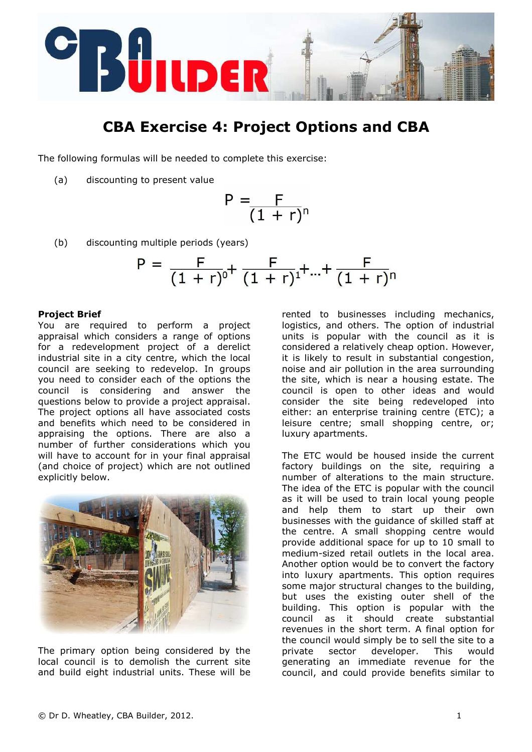# CBA Exercise 4: Project Options and CBA

The following formulas will be needed to complete this exercise:

(a) discounting to present value

$$P = \frac{F}{(1 + r)^n}$$

(b) discounting multiple periods (years)

$$P = \frac{F}{(1 + r)^0} + \frac{F}{(1 + r)^1} + \ldots + \frac{F}{(1 + r)^n}$$

**Project Brief**

You are required to perform a project appraisal which considers a range of options for a redevelopment project of a derelict industrial site in a city centre, which the local council are seeking to redevelop. In groups you need to consider each of the options the council is considering and answer the questions below to provide a project appraisal. The project options all have associated costs and benefits which need to be considered in appraising the options. There are also a number of further considerations which you will have to account for in your final appraisal (and choice of project) which are not outlined explicitly below.

The primary option being considered by the local council is to demolish the current site and build eight industrial units. These will be rented to businesses including mechanics, logistics, and others. The option of industrial units is popular with the council as it is considered a relatively cheap option. However, it is likely to result in substantial congestion, noise and air pollution in the area surrounding the site, which is near a housing estate. The council is open to other ideas and would consider the site being redeveloped into either: an enterprise training centre (ETC); a leisure centre; small shopping centre, or; luxury apartments.

The ETC would be housed inside the current factory buildings on the site, requiring a number of alterations to the main structure. The idea of the ETC is popular with the council as it will be used to train local young people and help them to start up their own businesses with the guidance of skilled staff at the centre. A small shopping centre would provide additional space for up to 10 small to medium-sized retail outlets in the local area. Another option would be to convert the factory into luxury apartments. This option requires some major structural changes to the building, but uses the existing outer shell of the building. This option is popular with the council as it should create substantial revenues in the short term. A final option for the council would simply be to sell the site to a private sector developer. This would generating an immediate revenue for the council, and could provide benefits similar to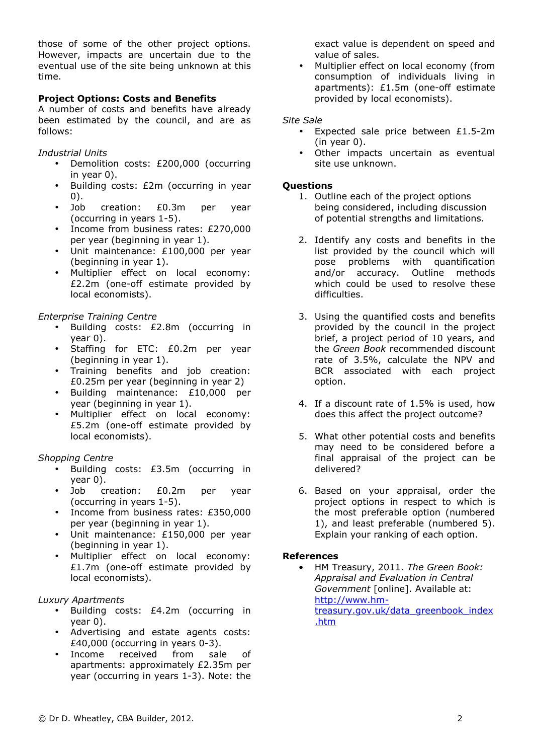those of some of the other project options. However, impacts are uncertain due to the eventual use of the site being unknown at this time.

**Project Options: Costs and Benefits**

A number of costs and benefits have already been estimated by the council, and are as follows:

*Industrial Units*

- Demolition costs: £200,000 (occurring in year 0).
- Building costs: £2m (occurring in year 0).
- Job creation: £0.3m per year (occurring in years 1-5).
- Income from business rates: £270,000 per year (beginning in year 1).
- Unit maintenance: £100,000 per year (beginning in year 1).
- Multiplier effect on local economy: £2.2m (one-off estimate provided by local economists).

*Enterprise Training Centre*

- Building costs: £2.8m (occurring in year 0).
- Staffing for ETC: £0.2m per year (beginning in year 1).
- Training benefits and job creation: £0.25m per year (beginning in year 2)
- Building maintenance: £10,000 per year (beginning in year 1).
- Multiplier effect on local economy: £5.2m (one-off estimate provided by local economists).

*Shopping Centre*

- Building costs: £3.5m (occurring in year 0).
- Job creation: £0.2m per year (occurring in years 1-5).
- Income from business rates: £350,000 per year (beginning in year 1).
- Unit maintenance: £150,000 per year (beginning in year 1).
- Multiplier effect on local economy: £1.7m (one-off estimate provided by local economists).

*Luxury Apartments*

- Building costs: £4.2m (occurring in year 0).
- Advertising and estate agents costs: £40,000 (occurring in years 0-3).
- Income received from sale of apartments: approximately £2.35m per year (occurring in years 1-3). Note: the exact value is dependent on speed and value of sales.
- Multiplier effect on local economy (from consumption of individuals living in apartments): £1.5m (one-off estimate provided by local economists).

*Site Sale*

- Expected sale price between £1.5-2m (in year 0).
- Other impacts uncertain as eventual site use unknown.

**Questions**

1. Outline each of the project options being considered, including discussion of potential strengths and limitations.

2. Identify any costs and benefits in the list provided by the council which will pose problems with quantification and/or accuracy. Outline methods which could be used to resolve these difficulties.

3. Using the quantified costs and benefits provided by the council in the project brief, a project period of 10 years, and the *Green Book* recommended discount rate of 3.5%, calculate the NPV and BCR associated with each project option.

4. If a discount rate of 1.5% is used, how does this affect the project outcome?

5. What other potential costs and benefits may need to be considered before a final appraisal of the project can be delivered?

6. Based on your appraisal, order the project options in respect to which is the most preferable option (numbered 1), and least preferable (numbered 5). Explain your ranking of each option.

**References**

- HM Treasury, 2011. *The Green Book: Appraisal and Evaluation in Central Government* [online]. Available at: [http://www.hm-treasury.gov.uk/data_greenbook_index.htm](http://www.hm-treasury.gov.uk/data_greenbook_index.htm)

© Dr D. Wheatley, CBA Builder, 2012.